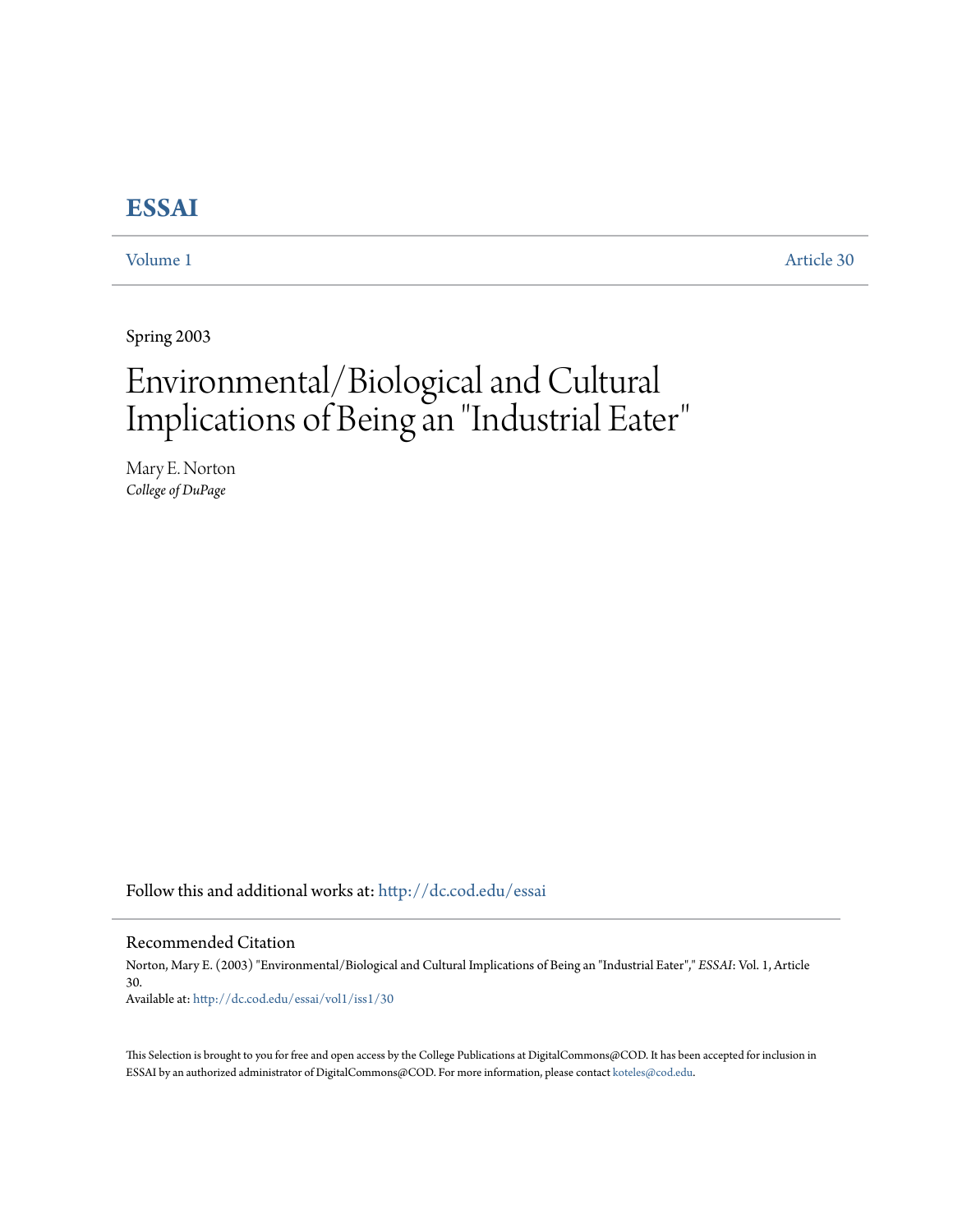# ESSAI

Volume 1 Article 30

Spring 2003

# Environmental/Biological and Cultural Implications of Being an "Industrial Eater"

Mary E. Norton
*College of DuPage*

Follow this and additional works at: http://dc.cod.edu/essai

## Recommended Citation

Norton, Mary E. (2003) "Environmental/Biological and Cultural Implications of Being an "Industrial Eater"," *ESSAI*: Vol. 1, Article 30.
Available at: http://dc.cod.edu/essai/vol1/iss1/30

This Selection is brought to you for free and open access by the College Publications at DigitalCommons@COD. It has been accepted for inclusion in ESSAI by an authorized administrator of DigitalCommons@COD. For more information, please contact koteles@cod.edu.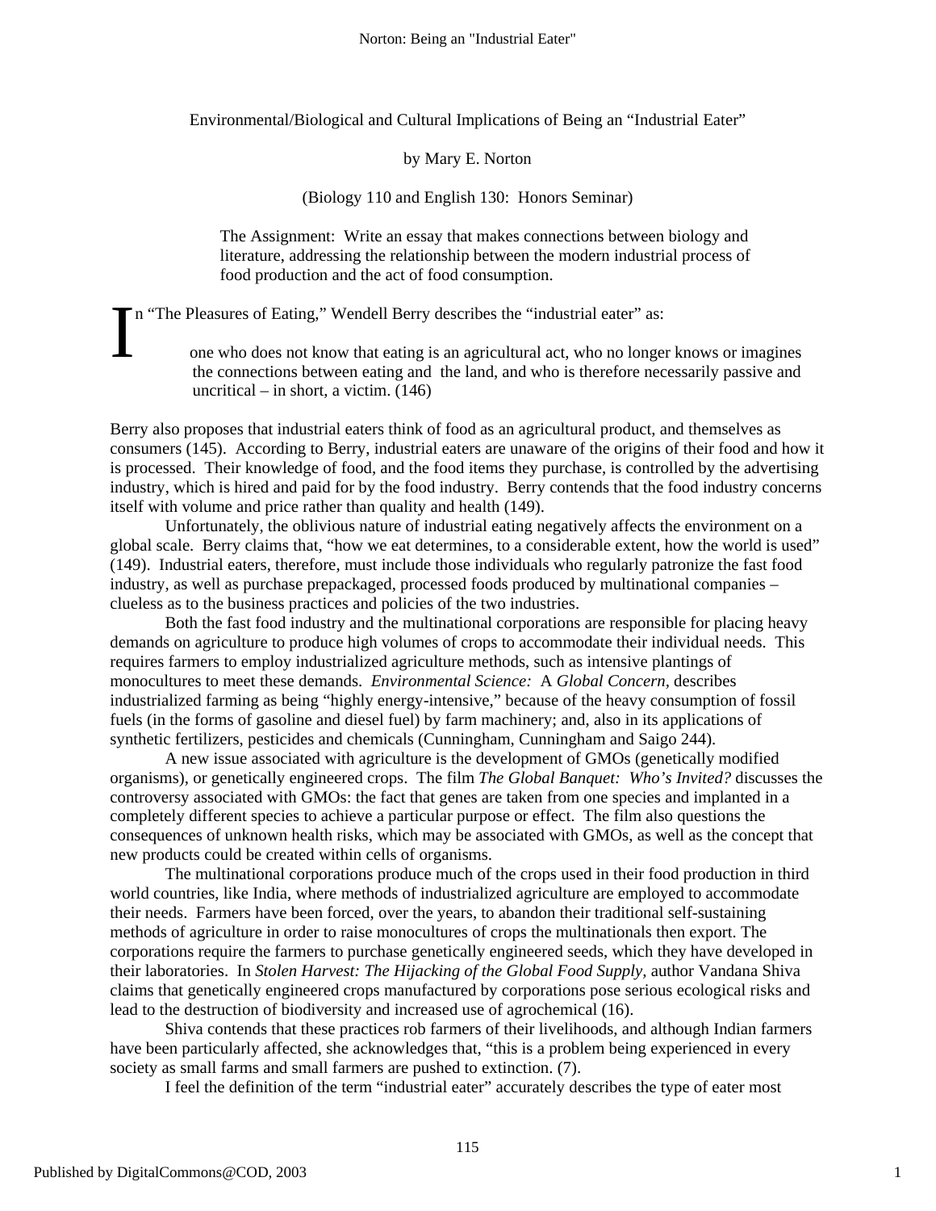Environmental/Biological and Cultural Implications of Being an "Industrial Eater"

by Mary E. Norton

(Biology 110 and English 130: Honors Seminar)

> The Assignment: Write an essay that makes connections between biology and literature, addressing the relationship between the modern industrial process of food production and the act of food consumption.

In "The Pleasures of Eating," Wendell Berry describes the "industrial eater" as:

> one who does not know that eating is an agricultural act, who no longer knows or imagines the connections between eating and the land, and who is therefore necessarily passive and uncritical – in short, a victim. (146)

Berry also proposes that industrial eaters think of food as an agricultural product, and themselves as consumers (145). According to Berry, industrial eaters are unaware of the origins of their food and how it is processed. Their knowledge of food, and the food items they purchase, is controlled by the advertising industry, which is hired and paid for by the food industry. Berry contends that the food industry concerns itself with volume and price rather than quality and health (149).

Unfortunately, the oblivious nature of industrial eating negatively affects the environment on a global scale. Berry claims that, "how we eat determines, to a considerable extent, how the world is used" (149). Industrial eaters, therefore, must include those individuals who regularly patronize the fast food industry, as well as purchase prepackaged, processed foods produced by multinational companies – clueless as to the business practices and policies of the two industries.

Both the fast food industry and the multinational corporations are responsible for placing heavy demands on agriculture to produce high volumes of crops to accommodate their individual needs. This requires farmers to employ industrialized agriculture methods, such as intensive plantings of monocultures to meet these demands. *Environmental Science:* A *Global Concern*, describes industrialized farming as being "highly energy-intensive," because of the heavy consumption of fossil fuels (in the forms of gasoline and diesel fuel) by farm machinery; and, also in its applications of synthetic fertilizers, pesticides and chemicals (Cunningham, Cunningham and Saigo 244).

A new issue associated with agriculture is the development of GMOs (genetically modified organisms), or genetically engineered crops. The film *The Global Banquet: Who's Invited?* discusses the controversy associated with GMOs: the fact that genes are taken from one species and implanted in a completely different species to achieve a particular purpose or effect. The film also questions the consequences of unknown health risks, which may be associated with GMOs, as well as the concept that new products could be created within cells of organisms.

The multinational corporations produce much of the crops used in their food production in third world countries, like India, where methods of industrialized agriculture are employed to accommodate their needs. Farmers have been forced, over the years, to abandon their traditional self-sustaining methods of agriculture in order to raise monocultures of crops the multinationals then export. The corporations require the farmers to purchase genetically engineered seeds, which they have developed in their laboratories. In *Stolen Harvest: The Hijacking of the Global Food Supply,* author Vandana Shiva claims that genetically engineered crops manufactured by corporations pose serious ecological risks and lead to the destruction of biodiversity and increased use of agrochemical (16).

Shiva contends that these practices rob farmers of their livelihoods, and although Indian farmers have been particularly affected, she acknowledges that, "this is a problem being experienced in every society as small farms and small farmers are pushed to extinction. (7).

I feel the definition of the term "industrial eater" accurately describes the type of eater most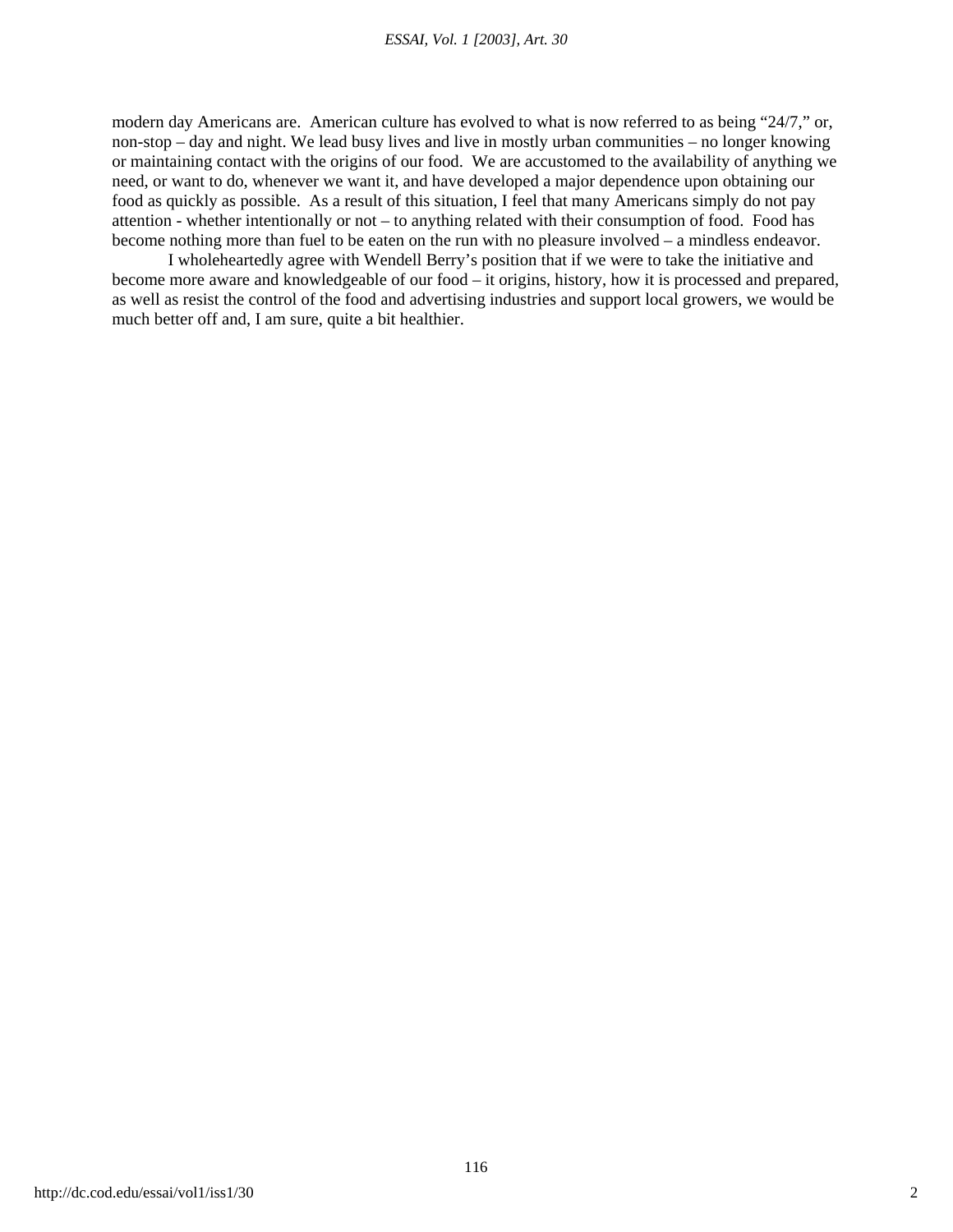modern day Americans are. American culture has evolved to what is now referred to as being "24/7," or, non-stop – day and night. We lead busy lives and live in mostly urban communities – no longer knowing or maintaining contact with the origins of our food. We are accustomed to the availability of anything we need, or want to do, whenever we want it, and have developed a major dependence upon obtaining our food as quickly as possible. As a result of this situation, I feel that many Americans simply do not pay attention - whether intentionally or not – to anything related with their consumption of food. Food has become nothing more than fuel to be eaten on the run with no pleasure involved – a mindless endeavor.

I wholeheartedly agree with Wendell Berry's position that if we were to take the initiative and become more aware and knowledgeable of our food – it origins, history, how it is processed and prepared, as well as resist the control of the food and advertising industries and support local growers, we would be much better off and, I am sure, quite a bit healthier.